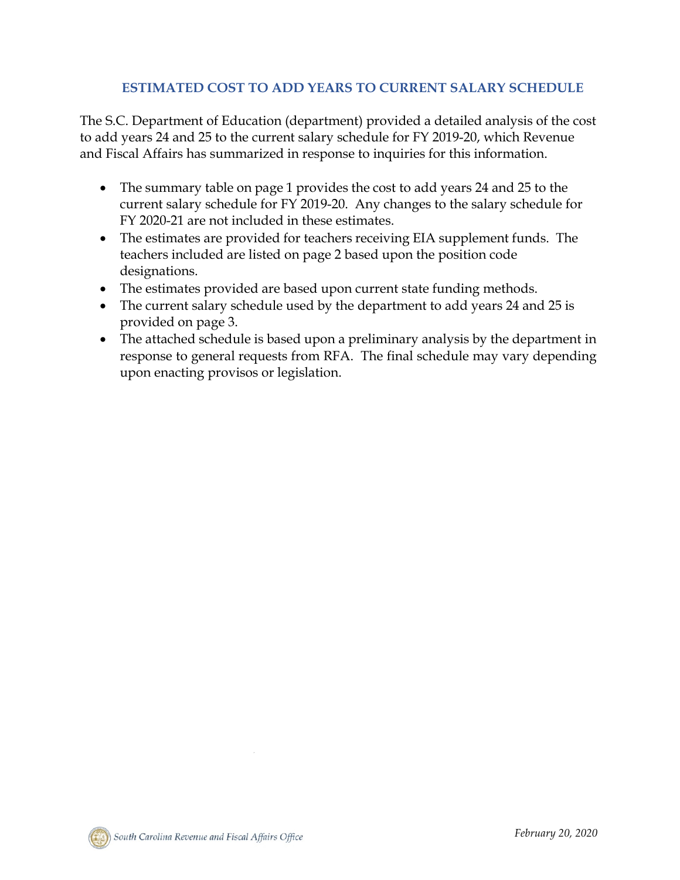## ESTIMATED COST TO ADD YEARS TO CURRENT SALARY SCHEDULE

The S.C. Department of Education (department) provided a detailed analysis of the cost to add years 24 and 25 to the current salary schedule for FY 2019-20, which Revenue and Fiscal Affairs has summarized in response to inquiries for this information.

- The summary table on page 1 provides the cost to add years 24 and 25 to the current salary schedule for FY 2019-20. Any changes to the salary schedule for FY 2020-21 are not included in these estimates.
- The estimates are provided for teachers receiving EIA supplement funds. The teachers included are listed on page 2 based upon the position code designations.
- The estimates provided are based upon current state funding methods.
- The current salary schedule used by the department to add years 24 and 25 is provided on page 3.
- The attached schedule is based upon a preliminary analysis by the department in response to general requests from RFA. The final schedule may vary depending upon enacting provisos or legislation.

South Carolina Revenue and Fiscal Affairs Office

*February 20, 2020*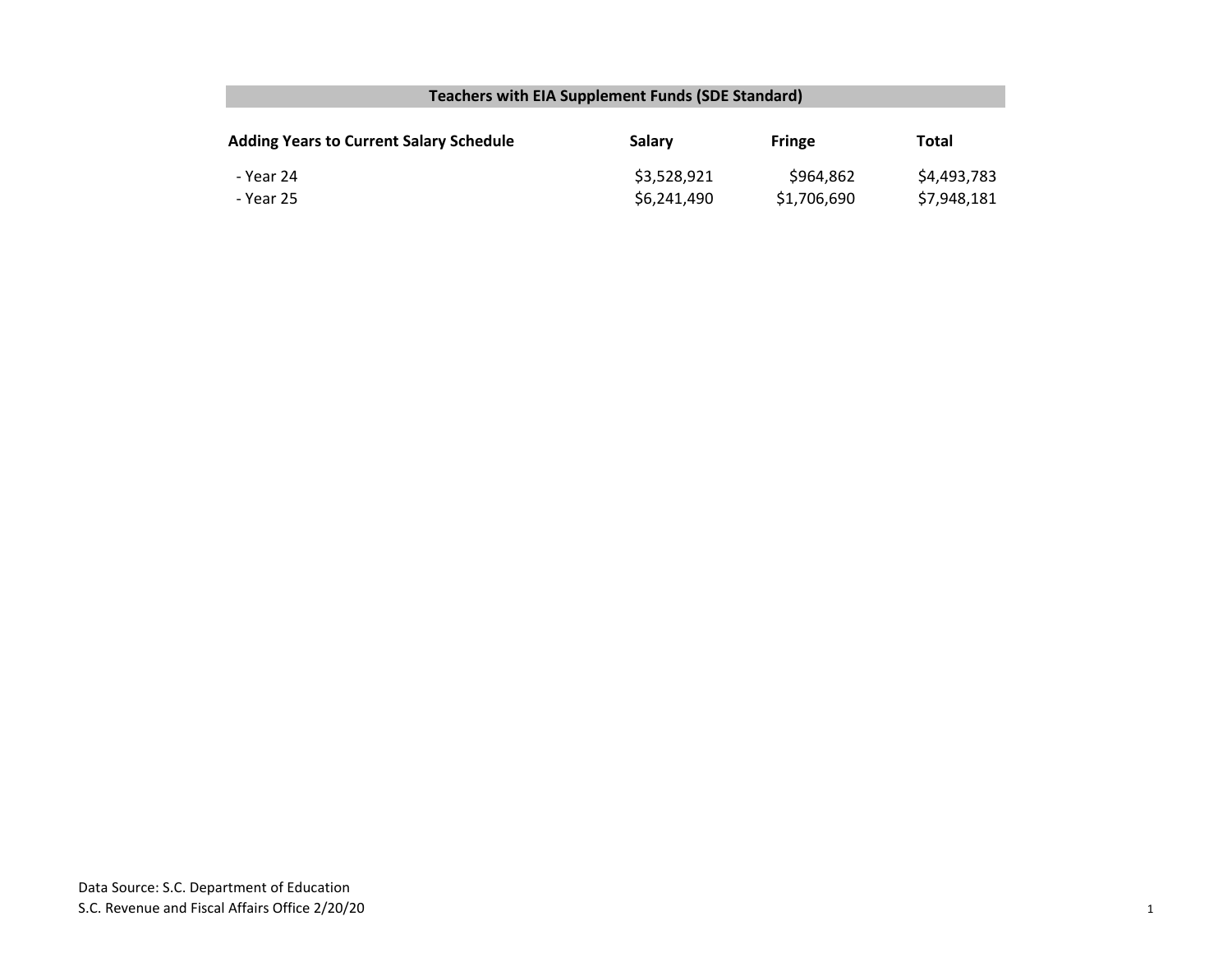## Teachers with EIA Supplement Funds (SDE Standard)

| Adding Years to Current Salary Schedule | Salary | Fringe | Total |
|---|---|---|---|
| - Year 24 | $3,528,921 | $964,862 | $4,493,783 |
| - Year 25 | $6,241,490 | $1,706,690 | $7,948,181 |

Data Source: S.C. Department of Education
S.C. Revenue and Fiscal Affairs Office 2/20/20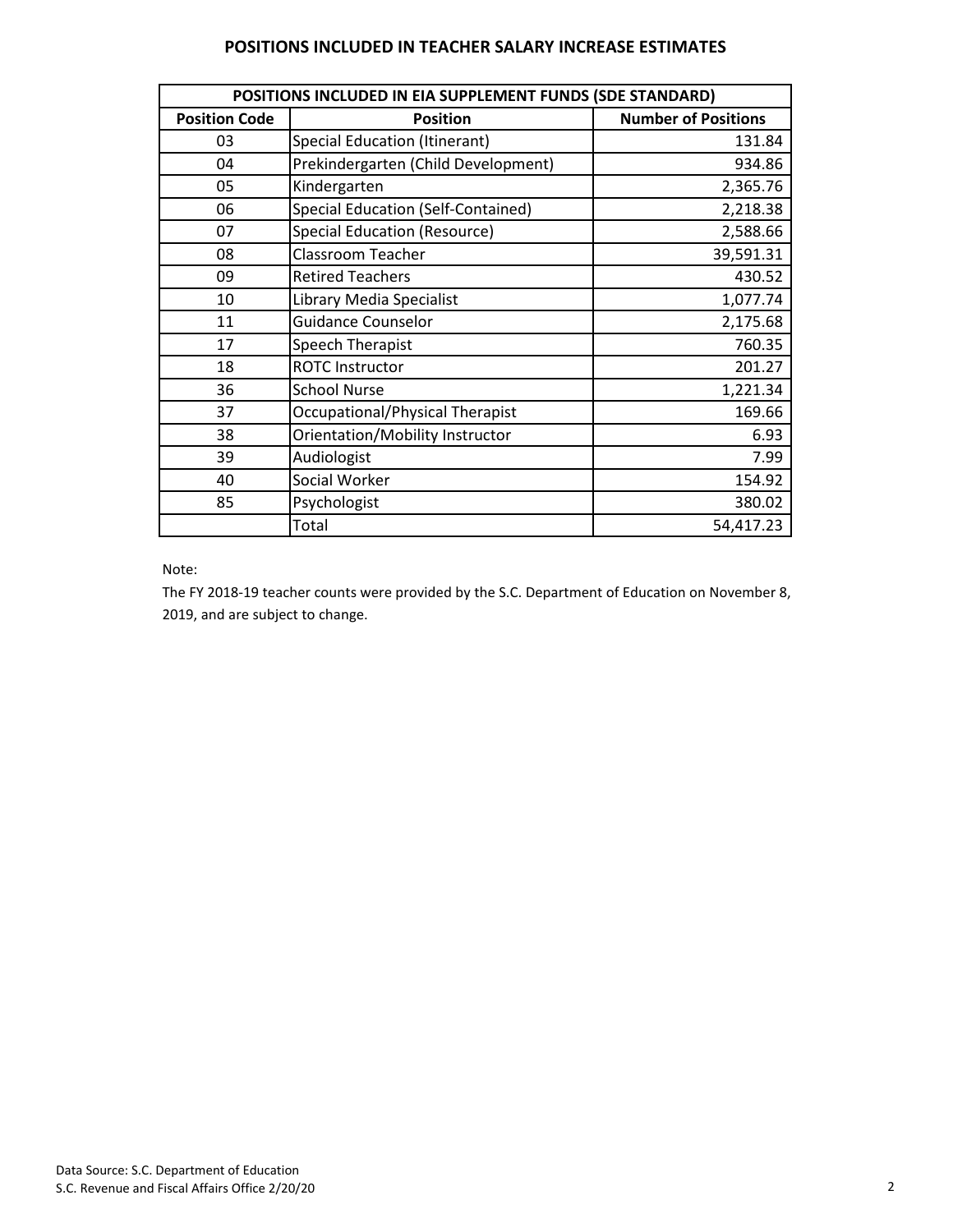# POSITIONS INCLUDED IN TEACHER SALARY INCREASE ESTIMATES

| POSITIONS INCLUDED IN EIA SUPPLEMENT FUNDS (SDE STANDARD) | | |
|---|---|---|
| **Position Code** | **Position** | **Number of Positions** |
| 03 | Special Education (Itinerant) | 131.84 |
| 04 | Prekindergarten (Child Development) | 934.86 |
| 05 | Kindergarten | 2,365.76 |
| 06 | Special Education (Self-Contained) | 2,218.38 |
| 07 | Special Education (Resource) | 2,588.66 |
| 08 | Classroom Teacher | 39,591.31 |
| 09 | Retired Teachers | 430.52 |
| 10 | Library Media Specialist | 1,077.74 |
| 11 | Guidance Counselor | 2,175.68 |
| 17 | Speech Therapist | 760.35 |
| 18 | ROTC Instructor | 201.27 |
| 36 | School Nurse | 1,221.34 |
| 37 | Occupational/Physical Therapist | 169.66 |
| 38 | Orientation/Mobility Instructor | 6.93 |
| 39 | Audiologist | 7.99 |
| 40 | Social Worker | 154.92 |
| 85 | Psychologist | 380.02 |
| | Total | 54,417.23 |

Note:

The FY 2018-19 teacher counts were provided by the S.C. Department of Education on November 8, 2019, and are subject to change.

Data Source: S.C. Department of Education
S.C. Revenue and Fiscal Affairs Office 2/20/20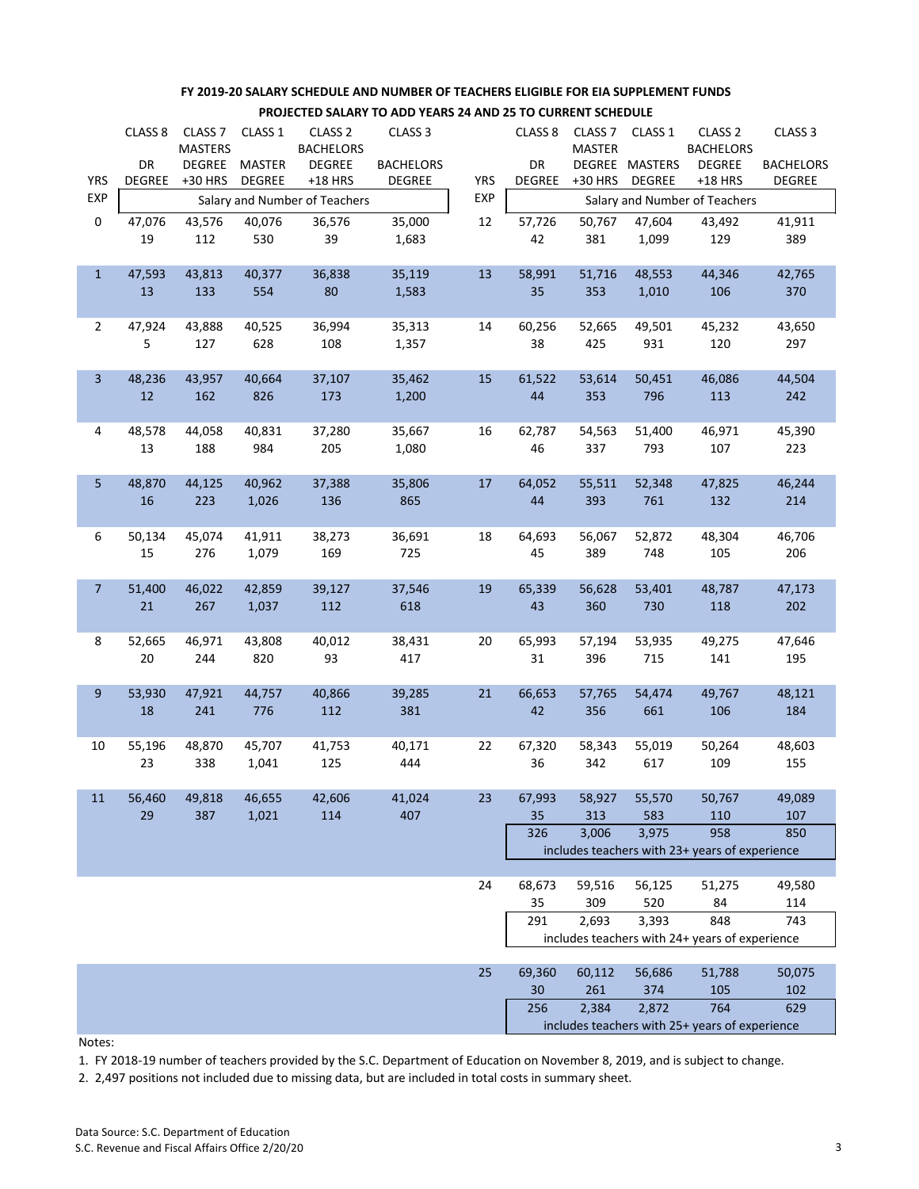**FY 2019-20 SALARY SCHEDULE AND NUMBER OF TEACHERS ELIGIBLE FOR EIA SUPPLEMENT FUNDS**

**PROJECTED SALARY TO ADD YEARS 24 AND 25 TO CURRENT SCHEDULE**

| YRS EXP | CLASS 8 DR DEGREE | CLASS 7 MASTERS DEGREE +30 HRS | CLASS 1 MASTER DEGREE | CLASS 2 BACHELORS DEGREE +18 HRS | CLASS 3 BACHELORS DEGREE |
|---|---|---|---|---|---|
| | Salary and Number of Teachers | | | | |
| 0 | 47,076 | 43,576 | 40,076 | 36,576 | 35,000 |
| | 19 | 112 | 530 | 39 | 1,683 |
| 1 | 47,593 | 43,813 | 40,377 | 36,838 | 35,119 |
| | 13 | 133 | 554 | 80 | 1,583 |
| 2 | 47,924 | 43,888 | 40,525 | 36,994 | 35,313 |
| | 5 | 127 | 628 | 108 | 1,357 |
| 3 | 48,236 | 43,957 | 40,664 | 37,107 | 35,462 |
| | 12 | 162 | 826 | 173 | 1,200 |
| 4 | 48,578 | 44,058 | 40,831 | 37,280 | 35,667 |
| | 13 | 188 | 984 | 205 | 1,080 |
| 5 | 48,870 | 44,125 | 40,962 | 37,388 | 35,806 |
| | 16 | 223 | 1,026 | 136 | 865 |
| 6 | 50,134 | 45,074 | 41,911 | 38,273 | 36,691 |
| | 15 | 276 | 1,079 | 169 | 725 |
| 7 | 51,400 | 46,022 | 42,859 | 39,127 | 37,546 |
| | 21 | 267 | 1,037 | 112 | 618 |
| 8 | 52,665 | 46,971 | 43,808 | 40,012 | 38,431 |
| | 20 | 244 | 820 | 93 | 417 |
| 9 | 53,930 | 47,921 | 44,757 | 40,866 | 39,285 |
| | 18 | 241 | 776 | 112 | 381 |
| 10 | 55,196 | 48,870 | 45,707 | 41,753 | 40,171 |
| | 23 | 338 | 1,041 | 125 | 444 |
| 11 | 56,460 | 49,818 | 46,655 | 42,606 | 41,024 |
| | 29 | 387 | 1,021 | 114 | 407 |

| YRS EXP | CLASS 8 DR DEGREE | CLASS 7 MASTER DEGREE +30 HRS | CLASS 1 MASTERS DEGREE | CLASS 2 BACHELORS DEGREE +18 HRS | CLASS 3 BACHELORS DEGREE |
|---|---|---|---|---|---|
| | Salary and Number of Teachers | | | | |
| 12 | 57,726 | 50,767 | 47,604 | 43,492 | 41,911 |
| | 42 | 381 | 1,099 | 129 | 389 |
| 13 | 58,991 | 51,716 | 48,553 | 44,346 | 42,765 |
| | 35 | 353 | 1,010 | 106 | 370 |
| 14 | 60,256 | 52,665 | 49,501 | 45,232 | 43,650 |
| | 38 | 425 | 931 | 120 | 297 |
| 15 | 61,522 | 53,614 | 50,451 | 46,086 | 44,504 |
| | 44 | 353 | 796 | 113 | 242 |
| 16 | 62,787 | 54,563 | 51,400 | 46,971 | 45,390 |
| | 46 | 337 | 793 | 107 | 223 |
| 17 | 64,052 | 55,511 | 52,348 | 47,825 | 46,244 |
| | 44 | 393 | 761 | 132 | 214 |
| 18 | 64,693 | 56,067 | 52,872 | 48,304 | 46,706 |
| | 45 | 389 | 748 | 105 | 206 |
| 19 | 65,339 | 56,628 | 53,401 | 48,787 | 47,173 |
| | 43 | 360 | 730 | 118 | 202 |
| 20 | 65,993 | 57,194 | 53,935 | 49,275 | 47,646 |
| | 31 | 396 | 715 | 141 | 195 |
| 21 | 66,653 | 57,765 | 54,474 | 49,767 | 48,121 |
| | 42 | 356 | 661 | 106 | 184 |
| 22 | 67,320 | 58,343 | 55,019 | 50,264 | 48,603 |
| | 36 | 342 | 617 | 109 | 155 |
| 23 | 67,993 | 58,927 | 55,570 | 50,767 | 49,089 |
| | 35 | 313 | 583 | 110 | 107 |
| | 326 | 3,006 | 3,975 | 958 | 850 |
| | includes teachers with 23+ years of experience | | | | |
| 24 | 68,673 | 59,516 | 56,125 | 51,275 | 49,580 |
| | 35 | 309 | 520 | 84 | 114 |
| | 291 | 2,693 | 3,393 | 848 | 743 |
| | includes teachers with 24+ years of experience | | | | |
| 25 | 69,360 | 60,112 | 56,686 | 51,788 | 50,075 |
| | 30 | 261 | 374 | 105 | 102 |
| | 256 | 2,384 | 2,872 | 764 | 629 |
| | includes teachers with 25+ years of experience | | | | |

Notes:

1. FY 2018-19 number of teachers provided by the S.C. Department of Education on November 8, 2019, and is subject to change.
2. 2,497 positions not included due to missing data, but are included in total costs in summary sheet.

Data Source: S.C. Department of Education
S.C. Revenue and Fiscal Affairs Office 2/20/20